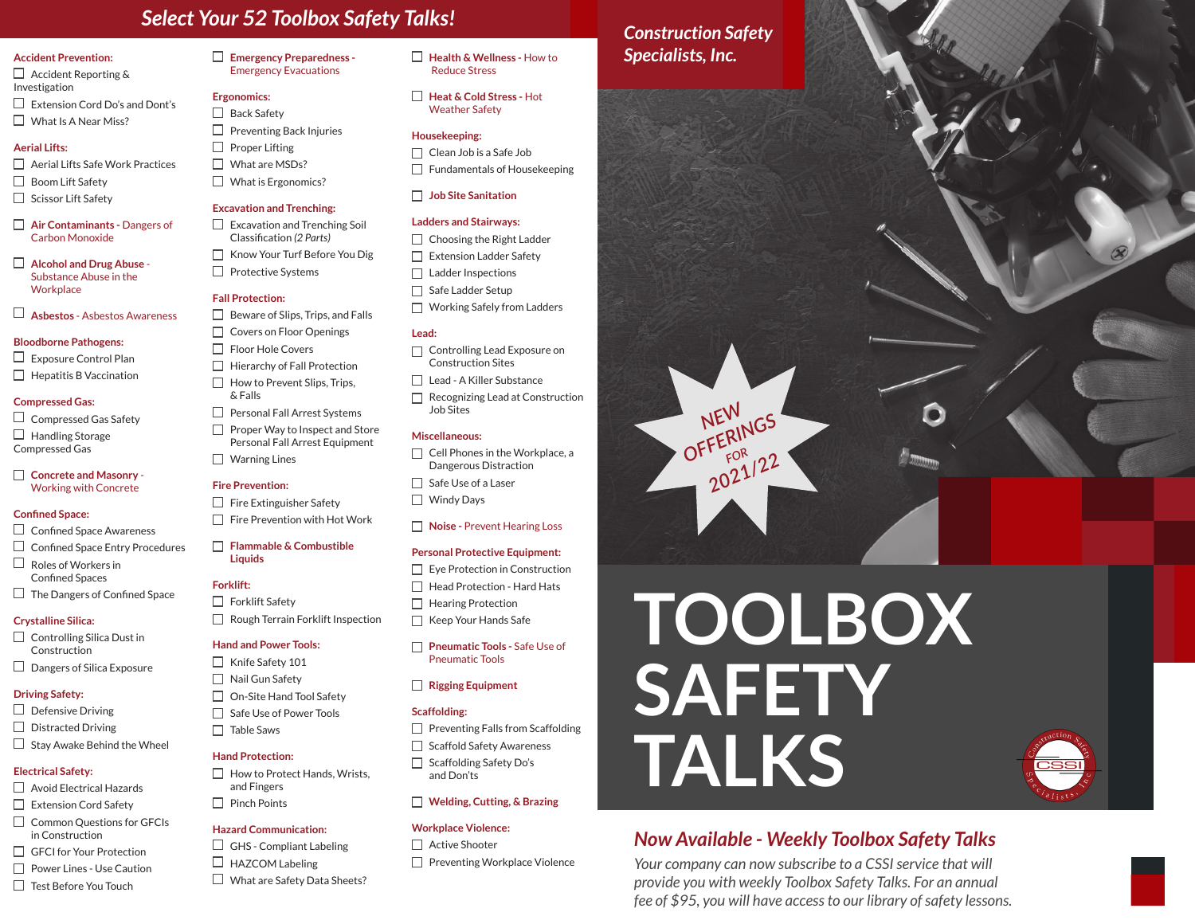# Select Your 52 Toolbox Safety Talks!

**Accident Prevention:**
- ☐ Accident Reporting & Investigation
- ☐ Extension Cord Do's and Dont's
- ☐ What Is A Near Miss?

**Aerial Lifts:**
- ☐ Aerial Lifts Safe Work Practices
- ☐ Boom Lift Safety
- ☐ Scissor Lift Safety

☐ **Air Contaminants -** Dangers of Carbon Monoxide

☐ **Alcohol and Drug Abuse -** Substance Abuse in the Workplace

☐ **Asbestos -** Asbestos Awareness

**Bloodborne Pathogens:**
- ☐ Exposure Control Plan
- ☐ Hepatitis B Vaccination

**Compressed Gas:**
- ☐ Compressed Gas Safety
- ☐ Handling Storage Compressed Gas

☐ **Concrete and Masonry -** Working with Concrete

**Confined Space:**
- ☐ Confined Space Awareness
- ☐ Confined Space Entry Procedures
- ☐ Roles of Workers in Confined Spaces
- ☐ The Dangers of Confined Space

**Crystalline Silica:**
- ☐ Controlling Silica Dust in Construction
- ☐ Dangers of Silica Exposure

**Driving Safety:**
- ☐ Defensive Driving
- ☐ Distracted Driving
- ☐ Stay Awake Behind the Wheel

**Electrical Safety:**
- ☐ Avoid Electrical Hazards
- ☐ Extension Cord Safety
- ☐ Common Questions for GFCIs in Construction
- ☐ GFCI for Your Protection
- ☐ Power Lines - Use Caution
- ☐ Test Before You Touch

☐ **Emergency Preparedness -** Emergency Evacuations

**Ergonomics:**
- ☐ Back Safety
- ☐ Preventing Back Injuries
- ☐ Proper Lifting
- ☐ What are MSDs?
- ☐ What is Ergonomics?

**Excavation and Trenching:**
- ☐ Excavation and Trenching Soil Classification *(2 Parts)*
- ☐ Know Your Turf Before You Dig
- ☐ Protective Systems

**Fall Protection:**
- ☐ Beware of Slips, Trips, and Falls
- ☐ Covers on Floor Openings
- ☐ Floor Hole Covers
- ☐ Hierarchy of Fall Protection
- ☐ How to Prevent Slips, Trips, & Falls
- ☐ Personal Fall Arrest Systems
- ☐ Proper Way to Inspect and Store Personal Fall Arrest Equipment
- ☐ Warning Lines

**Fire Prevention:**
- ☐ Fire Extinguisher Safety
- ☐ Fire Prevention with Hot Work

☐ **Flammable & Combustible Liquids**

**Forklift:**
- ☐ Forklift Safety
- ☐ Rough Terrain Forklift Inspection

**Hand and Power Tools:**
- ☐ Knife Safety 101
- ☐ Nail Gun Safety
- ☐ On-Site Hand Tool Safety
- ☐ Safe Use of Power Tools
- ☐ Table Saws

**Hand Protection:**
- ☐ How to Protect Hands, Wrists, and Fingers
- ☐ Pinch Points

**Hazard Communication:**
- ☐ GHS - Compliant Labeling
- ☐ HAZCOM Labeling
- ☐ What are Safety Data Sheets?

☐ **Health & Wellness -** How to Reduce Stress

☐ **Heat & Cold Stress -** Hot Weather Safety

**Housekeeping:**
- ☐ Clean Job is a Safe Job
- ☐ Fundamentals of Housekeeping

☐ **Job Site Sanitation**

**Ladders and Stairways:**
- ☐ Choosing the Right Ladder
- ☐ Extension Ladder Safety
- ☐ Ladder Inspections
- ☐ Safe Ladder Setup
- ☐ Working Safely from Ladders

**Lead:**
- ☐ Controlling Lead Exposure on Construction Sites
- ☐ Lead - A Killer Substance
- ☐ Recognizing Lead at Construction Job Sites

**Miscellaneous:**
- ☐ Cell Phones in the Workplace, a Dangerous Distraction
- ☐ Safe Use of a Laser
- ☐ Windy Days

☐ **Noise -** Prevent Hearing Loss

**Personal Protective Equipment:**
- ☐ Eye Protection in Construction
- ☐ Head Protection - Hard Hats
- ☐ Hearing Protection
- ☐ Keep Your Hands Safe

☐ **Pneumatic Tools -** Safe Use of Pneumatic Tools

☐ **Rigging Equipment**

**Scaffolding:**
- ☐ Preventing Falls from Scaffolding
- ☐ Scaffold Safety Awareness
- ☐ Scaffolding Safety Do's and Don'ts

☐ **Welding, Cutting, & Brazing**

**Workplace Violence:**
- ☐ Active Shooter
- ☐ Preventing Workplace Violence

*Construction Safety Specialists, Inc.*

NEW OFFERINGS FOR 2021/22

# TOOLBOX SAFETY TALKS

Construction Safety Specialists, Inc — CSSI

## *Now Available - Weekly Toolbox Safety Talks*

*Your company can now subscribe to a CSSI service that will provide you with weekly Toolbox Safety Talks. For an annual fee of $95, you will have access to our library of safety lessons.*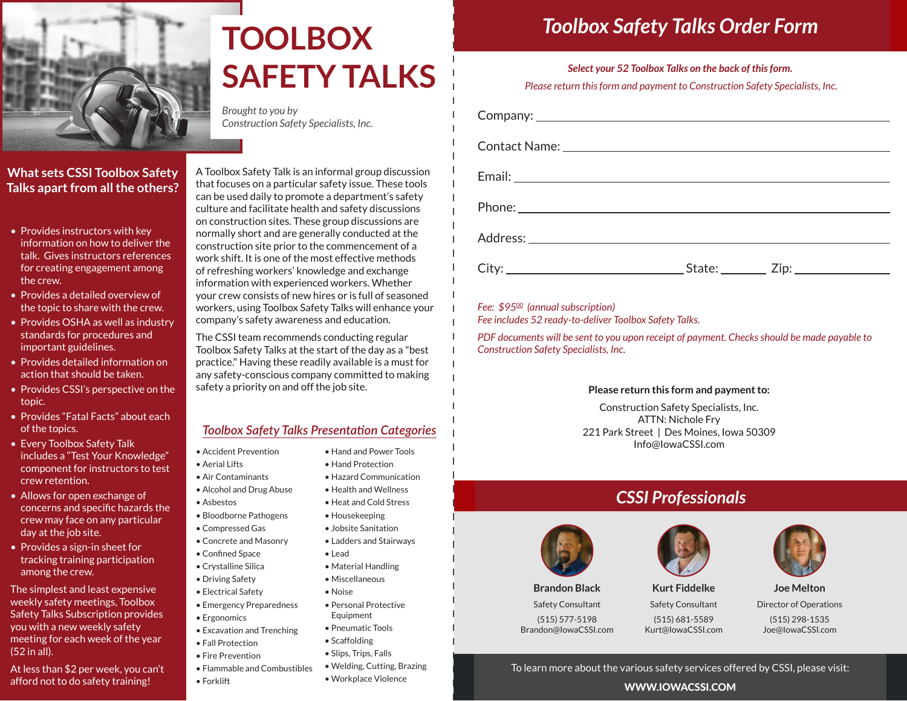# TOOLBOX SAFETY TALKS

*Brought to you by Construction Safety Specialists, Inc.*

## What sets CSSI Toolbox Safety Talks apart from all the others?

- Provides instructors with key information on how to deliver the talk. Gives instructors references for creating engagement among the crew.
- Provides a detailed overview of the topic to share with the crew.
- Provides OSHA as well as industry standards for procedures and important guidelines.
- Provides detailed information on action that should be taken.
- Provides CSSI's perspective on the topic.
- Provides "Fatal Facts" about each of the topics.
- Every Toolbox Safety Talk includes a "Test Your Knowledge" component for instructors to test crew retention.
- Allows for open exchange of concerns and specific hazards the crew may face on any particular day at the job site.
- Provides a sign-in sheet for tracking training participation among the crew.

The simplest and least expensive weekly safety meetings, Toolbox Safety Talks Subscription provides you with a new weekly safety meeting for each week of the year (52 in all).

At less than $2 per week, you can't afford not to do safety training!

A Toolbox Safety Talk is an informal group discussion that focuses on a particular safety issue. These tools can be used daily to promote a department's safety culture and facilitate health and safety discussions on construction sites. These group discussions are normally short and are generally conducted at the construction site prior to the commencement of a work shift. It is one of the most effective methods of refreshing workers' knowledge and exchange information with experienced workers. Whether your crew consists of new hires or is full of seasoned workers, using Toolbox Safety Talks will enhance your company's safety awareness and education.

The CSSI team recommends conducting regular Toolbox Safety Talks at the start of the day as a "best practice." Having these readily available is a must for any safety-conscious company committed to making safety a priority on and off the job site.

## *Toolbox Safety Talks Presentation Categories*

- Accident Prevention
- Aerial Lifts
- Air Contaminants
- Alcohol and Drug Abuse
- Asbestos
- Bloodborne Pathogens
- Compressed Gas
- Concrete and Masonry
- Confined Space
- Crystalline Silica
- Driving Safety
- Electrical Safety
- Emergency Preparedness
- Ergonomics
- Excavation and Trenching
- Fall Protection
- Fire Prevention
- Flammable and Combustibles
- Forklift
- Hand and Power Tools
- Hand Protection
- Hazard Communication
- Health and Wellness
- Heat and Cold Stress
- Housekeeping
- Jobsite Sanitation
- Ladders and Stairways
- Lead
- Material Handling
- Miscellaneous
- Noise
- Personal Protective Equipment
- Pneumatic Tools
- Scaffolding
- Slips, Trips, Falls
- Welding, Cutting, Brazing
- Workplace Violence

## *Toolbox Safety Talks Order Form*

*Select your 52 Toolbox Talks on the back of this form.*

*Please return this form and payment to Construction Safety Specialists, Inc.*

Company: ______________________________

Contact Name: ______________________________

Email: ______________________________

Phone: ______________________________

Address: ______________________________

City: ____________________ State: ________ Zip: ____________

*Fee: $95^00 (annual subscription)*
*Fee includes 52 ready-to-deliver Toolbox Safety Talks.*

*PDF documents will be sent to you upon receipt of payment. Checks should be made payable to Construction Safety Specialists, Inc.*

**Please return this form and payment to:**

Construction Safety Specialists, Inc.
ATTN: Nichole Fry
221 Park Street | Des Moines, Iowa 50309
Info@IowaCSSI.com

## *CSSI Professionals*

**Brandon Black**
Safety Consultant
(515) 577-5198
Brandon@IowaCSSI.com

**Kurt Fiddelke**
Safety Consultant
(515) 681-5589
Kurt@IowaCSSI.com

**Joe Melton**
Director of Operations
(515) 298-1535
Joe@IowaCSSI.com

To learn more about the various safety services offered by CSSI, please visit:

**WWW.IOWACSSI.COM**